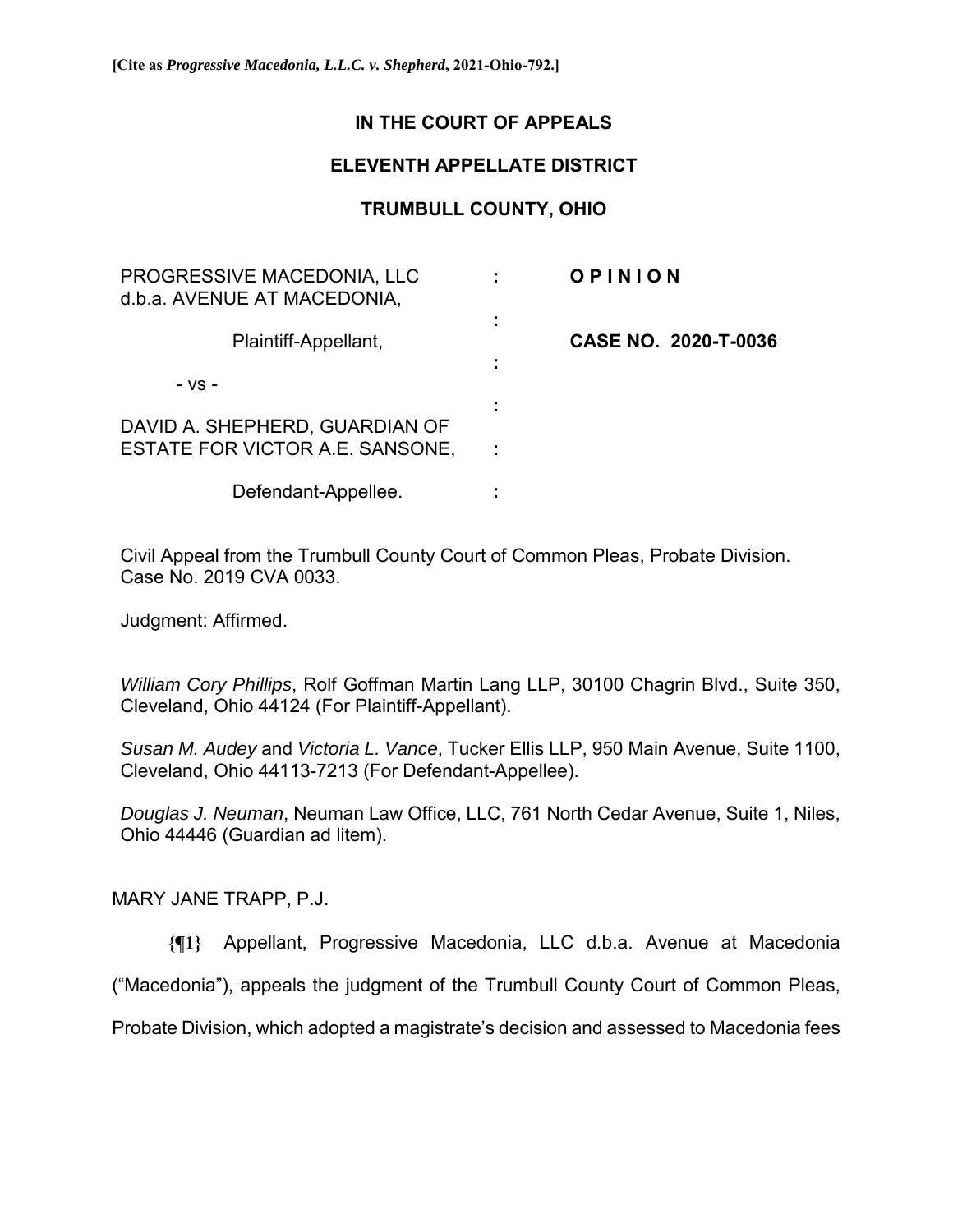**[Cite as *Progressive Macedonia, L.L.C. v. Shepherd*, 2021-Ohio-792.]**

# IN THE COURT OF APPEALS

## ELEVENTH APPELLATE DISTRICT

## TRUMBULL COUNTY, OHIO

| | | |
|---|---|---|
| PROGRESSIVE MACEDONIA, LLC d.b.a. AVENUE AT MACEDONIA, | : | **O P I N I O N** |
| Plaintiff-Appellant, | : | **CASE NO. 2020-T-0036** |
| - vs - | : | |
| DAVID A. SHEPHERD, GUARDIAN OF ESTATE FOR VICTOR A.E. SANSONE, | : | |
| Defendant-Appellee. | : | |

Civil Appeal from the Trumbull County Court of Common Pleas, Probate Division. Case No. 2019 CVA 0033.

Judgment: Affirmed.

*William Cory Phillips*, Rolf Goffman Martin Lang LLP, 30100 Chagrin Blvd., Suite 350, Cleveland, Ohio 44124 (For Plaintiff-Appellant).

*Susan M. Audey* and *Victoria L. Vance*, Tucker Ellis LLP, 950 Main Avenue, Suite 1100, Cleveland, Ohio 44113-7213 (For Defendant-Appellee).

*Douglas J. Neuman*, Neuman Law Office, LLC, 761 North Cedar Avenue, Suite 1, Niles, Ohio 44446 (Guardian ad litem).

MARY JANE TRAPP, P.J.

**{¶1}** Appellant, Progressive Macedonia, LLC d.b.a. Avenue at Macedonia ("Macedonia"), appeals the judgment of the Trumbull County Court of Common Pleas, Probate Division, which adopted a magistrate's decision and assessed to Macedonia fees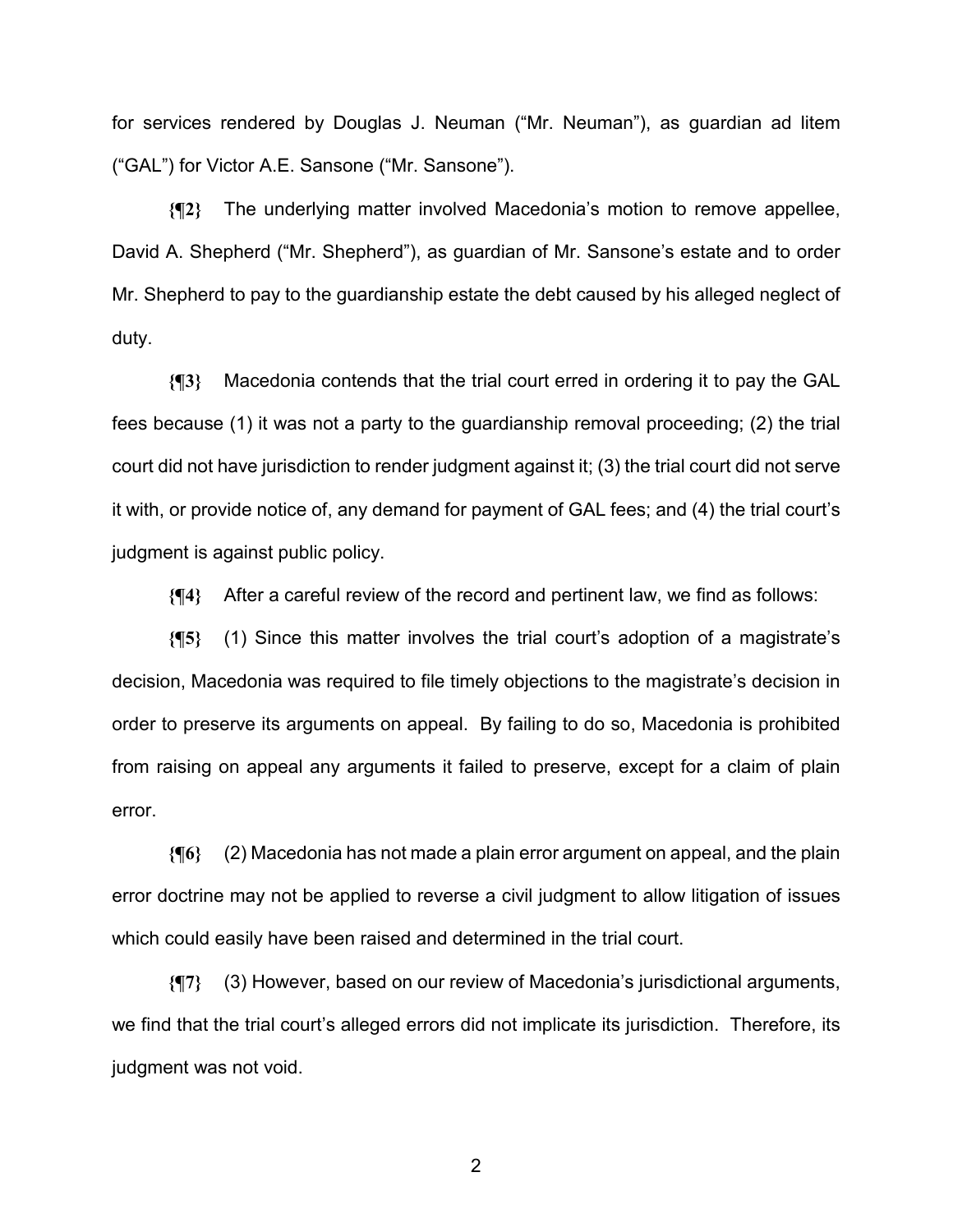for services rendered by Douglas J. Neuman ("Mr. Neuman"), as guardian ad litem ("GAL") for Victor A.E. Sansone ("Mr. Sansone").

**{¶2}** The underlying matter involved Macedonia's motion to remove appellee, David A. Shepherd ("Mr. Shepherd"), as guardian of Mr. Sansone's estate and to order Mr. Shepherd to pay to the guardianship estate the debt caused by his alleged neglect of duty.

**{¶3}** Macedonia contends that the trial court erred in ordering it to pay the GAL fees because (1) it was not a party to the guardianship removal proceeding; (2) the trial court did not have jurisdiction to render judgment against it; (3) the trial court did not serve it with, or provide notice of, any demand for payment of GAL fees; and (4) the trial court's judgment is against public policy.

**{¶4}** After a careful review of the record and pertinent law, we find as follows:

**{¶5}** (1) Since this matter involves the trial court's adoption of a magistrate's decision, Macedonia was required to file timely objections to the magistrate's decision in order to preserve its arguments on appeal. By failing to do so, Macedonia is prohibited from raising on appeal any arguments it failed to preserve, except for a claim of plain error.

**{¶6}** (2) Macedonia has not made a plain error argument on appeal, and the plain error doctrine may not be applied to reverse a civil judgment to allow litigation of issues which could easily have been raised and determined in the trial court.

**{¶7}** (3) However, based on our review of Macedonia's jurisdictional arguments, we find that the trial court's alleged errors did not implicate its jurisdiction. Therefore, its judgment was not void.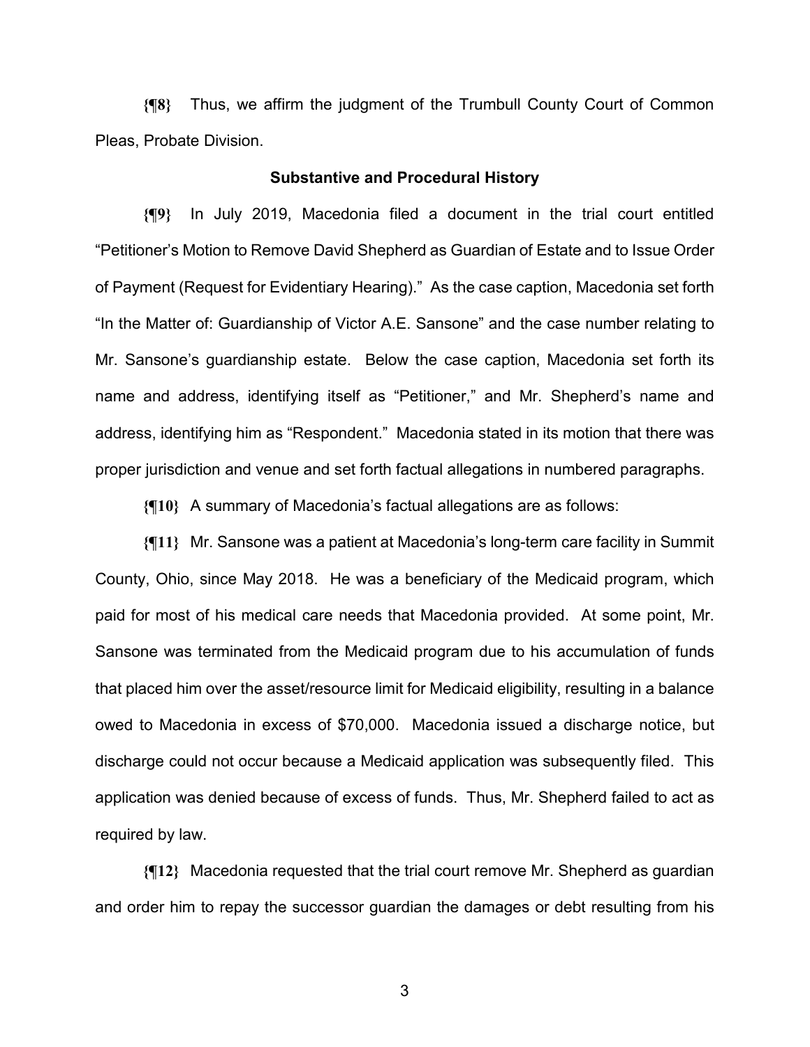**{¶8}** Thus, we affirm the judgment of the Trumbull County Court of Common Pleas, Probate Division.

### Substantive and Procedural History

**{¶9}** In July 2019, Macedonia filed a document in the trial court entitled "Petitioner's Motion to Remove David Shepherd as Guardian of Estate and to Issue Order of Payment (Request for Evidentiary Hearing)." As the case caption, Macedonia set forth "In the Matter of: Guardianship of Victor A.E. Sansone" and the case number relating to Mr. Sansone's guardianship estate. Below the case caption, Macedonia set forth its name and address, identifying itself as "Petitioner," and Mr. Shepherd's name and address, identifying him as "Respondent." Macedonia stated in its motion that there was proper jurisdiction and venue and set forth factual allegations in numbered paragraphs.

**{¶10}** A summary of Macedonia's factual allegations are as follows:

**{¶11}** Mr. Sansone was a patient at Macedonia's long-term care facility in Summit County, Ohio, since May 2018. He was a beneficiary of the Medicaid program, which paid for most of his medical care needs that Macedonia provided. At some point, Mr. Sansone was terminated from the Medicaid program due to his accumulation of funds that placed him over the asset/resource limit for Medicaid eligibility, resulting in a balance owed to Macedonia in excess of $70,000. Macedonia issued a discharge notice, but discharge could not occur because a Medicaid application was subsequently filed. This application was denied because of excess of funds. Thus, Mr. Shepherd failed to act as required by law.

**{¶12}** Macedonia requested that the trial court remove Mr. Shepherd as guardian and order him to repay the successor guardian the damages or debt resulting from his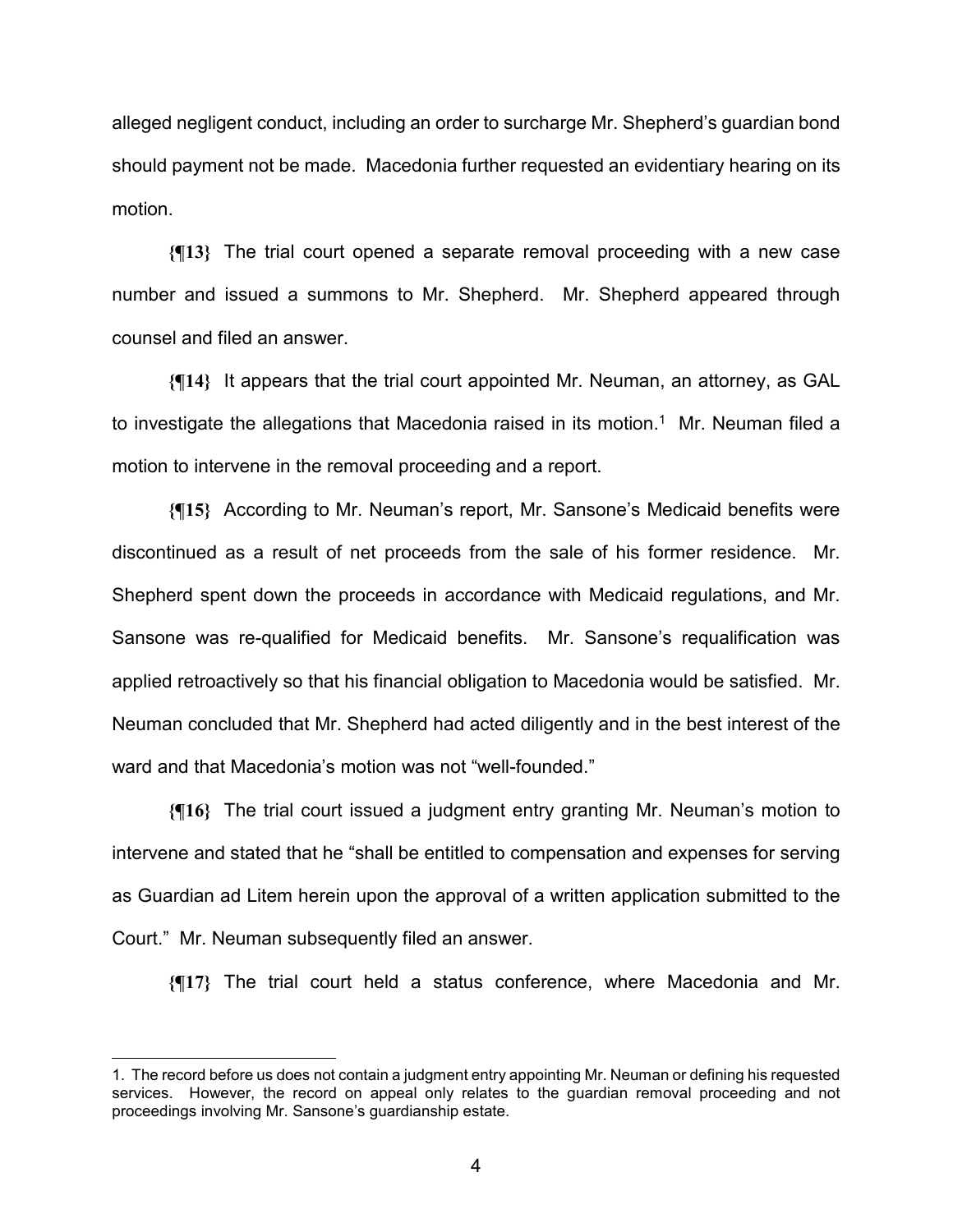alleged negligent conduct, including an order to surcharge Mr. Shepherd's guardian bond should payment not be made. Macedonia further requested an evidentiary hearing on its motion.

**{¶13}** The trial court opened a separate removal proceeding with a new case number and issued a summons to Mr. Shepherd. Mr. Shepherd appeared through counsel and filed an answer.

**{¶14}** It appears that the trial court appointed Mr. Neuman, an attorney, as GAL to investigate the allegations that Macedonia raised in its motion.[1] Mr. Neuman filed a motion to intervene in the removal proceeding and a report.

**{¶15}** According to Mr. Neuman's report, Mr. Sansone's Medicaid benefits were discontinued as a result of net proceeds from the sale of his former residence. Mr. Shepherd spent down the proceeds in accordance with Medicaid regulations, and Mr. Sansone was re-qualified for Medicaid benefits. Mr. Sansone's requalification was applied retroactively so that his financial obligation to Macedonia would be satisfied. Mr. Neuman concluded that Mr. Shepherd had acted diligently and in the best interest of the ward and that Macedonia's motion was not "well-founded."

**{¶16}** The trial court issued a judgment entry granting Mr. Neuman's motion to intervene and stated that he "shall be entitled to compensation and expenses for serving as Guardian ad Litem herein upon the approval of a written application submitted to the Court." Mr. Neuman subsequently filed an answer.

**{¶17}** The trial court held a status conference, where Macedonia and Mr.

---

1. The record before us does not contain a judgment entry appointing Mr. Neuman or defining his requested services. However, the record on appeal only relates to the guardian removal proceeding and not proceedings involving Mr. Sansone's guardianship estate.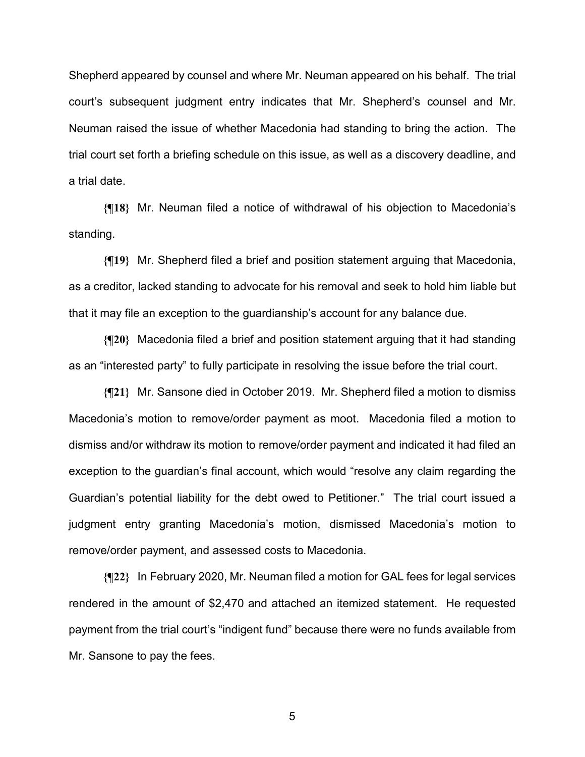Shepherd appeared by counsel and where Mr. Neuman appeared on his behalf. The trial court's subsequent judgment entry indicates that Mr. Shepherd's counsel and Mr. Neuman raised the issue of whether Macedonia had standing to bring the action. The trial court set forth a briefing schedule on this issue, as well as a discovery deadline, and a trial date.

**{¶18}** Mr. Neuman filed a notice of withdrawal of his objection to Macedonia's standing.

**{¶19}** Mr. Shepherd filed a brief and position statement arguing that Macedonia, as a creditor, lacked standing to advocate for his removal and seek to hold him liable but that it may file an exception to the guardianship's account for any balance due.

**{¶20}** Macedonia filed a brief and position statement arguing that it had standing as an "interested party" to fully participate in resolving the issue before the trial court.

**{¶21}** Mr. Sansone died in October 2019. Mr. Shepherd filed a motion to dismiss Macedonia's motion to remove/order payment as moot. Macedonia filed a motion to dismiss and/or withdraw its motion to remove/order payment and indicated it had filed an exception to the guardian's final account, which would "resolve any claim regarding the Guardian's potential liability for the debt owed to Petitioner." The trial court issued a judgment entry granting Macedonia's motion, dismissed Macedonia's motion to remove/order payment, and assessed costs to Macedonia.

**{¶22}** In February 2020, Mr. Neuman filed a motion for GAL fees for legal services rendered in the amount of $2,470 and attached an itemized statement. He requested payment from the trial court's "indigent fund" because there were no funds available from Mr. Sansone to pay the fees.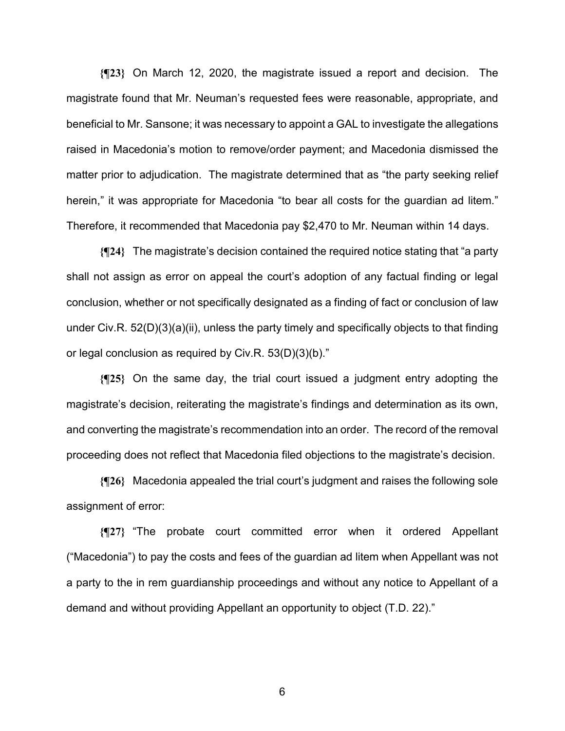**{¶23}** On March 12, 2020, the magistrate issued a report and decision. The magistrate found that Mr. Neuman's requested fees were reasonable, appropriate, and beneficial to Mr. Sansone; it was necessary to appoint a GAL to investigate the allegations raised in Macedonia's motion to remove/order payment; and Macedonia dismissed the matter prior to adjudication. The magistrate determined that as "the party seeking relief herein," it was appropriate for Macedonia "to bear all costs for the guardian ad litem." Therefore, it recommended that Macedonia pay $2,470 to Mr. Neuman within 14 days.

**{¶24}** The magistrate's decision contained the required notice stating that "a party shall not assign as error on appeal the court's adoption of any factual finding or legal conclusion, whether or not specifically designated as a finding of fact or conclusion of law under Civ.R. 52(D)(3)(a)(ii), unless the party timely and specifically objects to that finding or legal conclusion as required by Civ.R. 53(D)(3)(b)."

**{¶25}** On the same day, the trial court issued a judgment entry adopting the magistrate's decision, reiterating the magistrate's findings and determination as its own, and converting the magistrate's recommendation into an order. The record of the removal proceeding does not reflect that Macedonia filed objections to the magistrate's decision.

**{¶26}** Macedonia appealed the trial court's judgment and raises the following sole assignment of error:

**{¶27}** "The probate court committed error when it ordered Appellant ("Macedonia") to pay the costs and fees of the guardian ad litem when Appellant was not a party to the in rem guardianship proceedings and without any notice to Appellant of a demand and without providing Appellant an opportunity to object (T.D. 22)."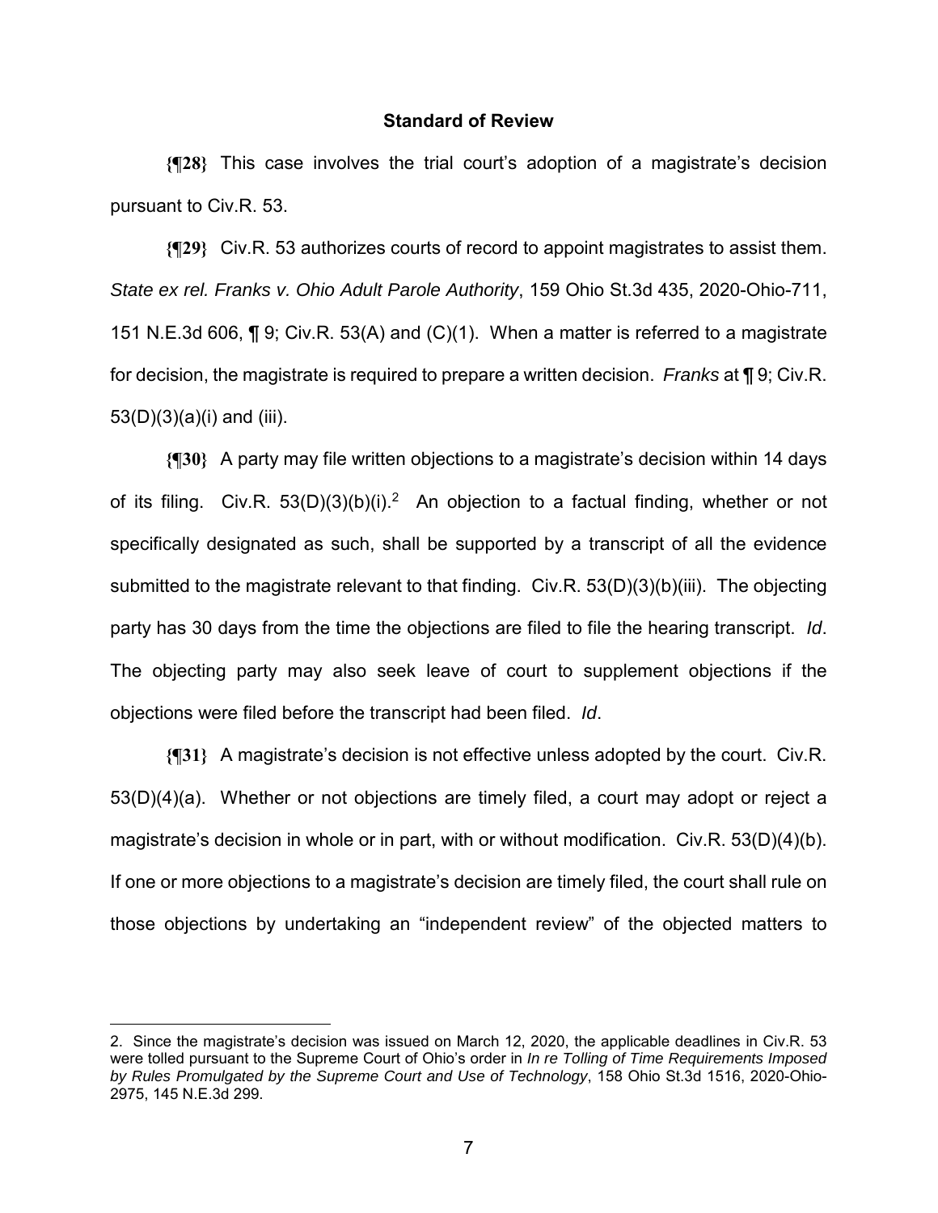### Standard of Review

**{¶28}** This case involves the trial court's adoption of a magistrate's decision pursuant to Civ.R. 53.

**{¶29}** Civ.R. 53 authorizes courts of record to appoint magistrates to assist them. *State ex rel. Franks v. Ohio Adult Parole Authority*, 159 Ohio St.3d 435, 2020-Ohio-711, 151 N.E.3d 606, ¶ 9; Civ.R. 53(A) and (C)(1). When a matter is referred to a magistrate for decision, the magistrate is required to prepare a written decision. *Franks* at ¶ 9; Civ.R. 53(D)(3)(a)(i) and (iii).

**{¶30}** A party may file written objections to a magistrate's decision within 14 days of its filing. Civ.R. 53(D)(3)(b)(i).[2] An objection to a factual finding, whether or not specifically designated as such, shall be supported by a transcript of all the evidence submitted to the magistrate relevant to that finding. Civ.R. 53(D)(3)(b)(iii). The objecting party has 30 days from the time the objections are filed to file the hearing transcript. *Id*. The objecting party may also seek leave of court to supplement objections if the objections were filed before the transcript had been filed. *Id*.

**{¶31}** A magistrate's decision is not effective unless adopted by the court. Civ.R. 53(D)(4)(a). Whether or not objections are timely filed, a court may adopt or reject a magistrate's decision in whole or in part, with or without modification. Civ.R. 53(D)(4)(b). If one or more objections to a magistrate's decision are timely filed, the court shall rule on those objections by undertaking an "independent review" of the objected matters to

---

2. Since the magistrate's decision was issued on March 12, 2020, the applicable deadlines in Civ.R. 53 were tolled pursuant to the Supreme Court of Ohio's order in *In re Tolling of Time Requirements Imposed by Rules Promulgated by the Supreme Court and Use of Technology*, 158 Ohio St.3d 1516, 2020-Ohio-2975, 145 N.E.3d 299.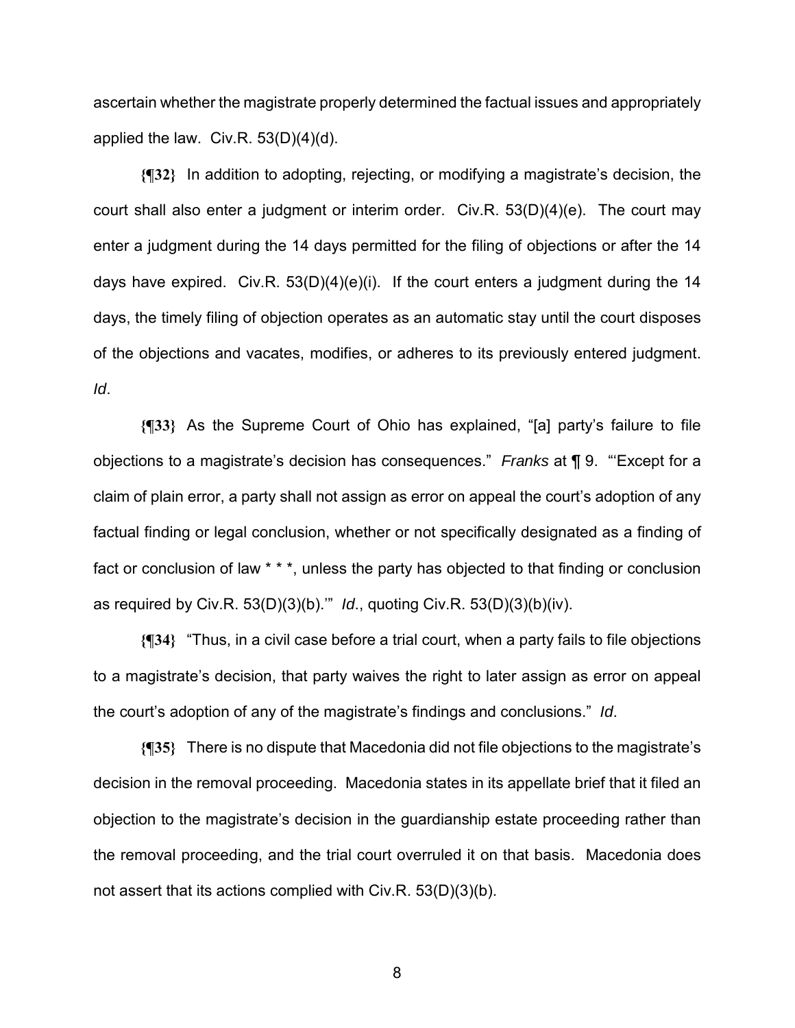ascertain whether the magistrate properly determined the factual issues and appropriately applied the law. Civ.R. 53(D)(4)(d).

**{¶32}** In addition to adopting, rejecting, or modifying a magistrate's decision, the court shall also enter a judgment or interim order. Civ.R. 53(D)(4)(e). The court may enter a judgment during the 14 days permitted for the filing of objections or after the 14 days have expired. Civ.R. 53(D)(4)(e)(i). If the court enters a judgment during the 14 days, the timely filing of objection operates as an automatic stay until the court disposes of the objections and vacates, modifies, or adheres to its previously entered judgment. *Id*.

**{¶33}** As the Supreme Court of Ohio has explained, "[a] party's failure to file objections to a magistrate's decision has consequences." *Franks* at ¶ 9. "'Except for a claim of plain error, a party shall not assign as error on appeal the court's adoption of any factual finding or legal conclusion, whether or not specifically designated as a finding of fact or conclusion of law * * *, unless the party has objected to that finding or conclusion as required by Civ.R. 53(D)(3)(b).'" *Id*., quoting Civ.R. 53(D)(3)(b)(iv).

**{¶34}** "Thus, in a civil case before a trial court, when a party fails to file objections to a magistrate's decision, that party waives the right to later assign as error on appeal the court's adoption of any of the magistrate's findings and conclusions." *Id*.

**{¶35}** There is no dispute that Macedonia did not file objections to the magistrate's decision in the removal proceeding. Macedonia states in its appellate brief that it filed an objection to the magistrate's decision in the guardianship estate proceeding rather than the removal proceeding, and the trial court overruled it on that basis. Macedonia does not assert that its actions complied with Civ.R. 53(D)(3)(b).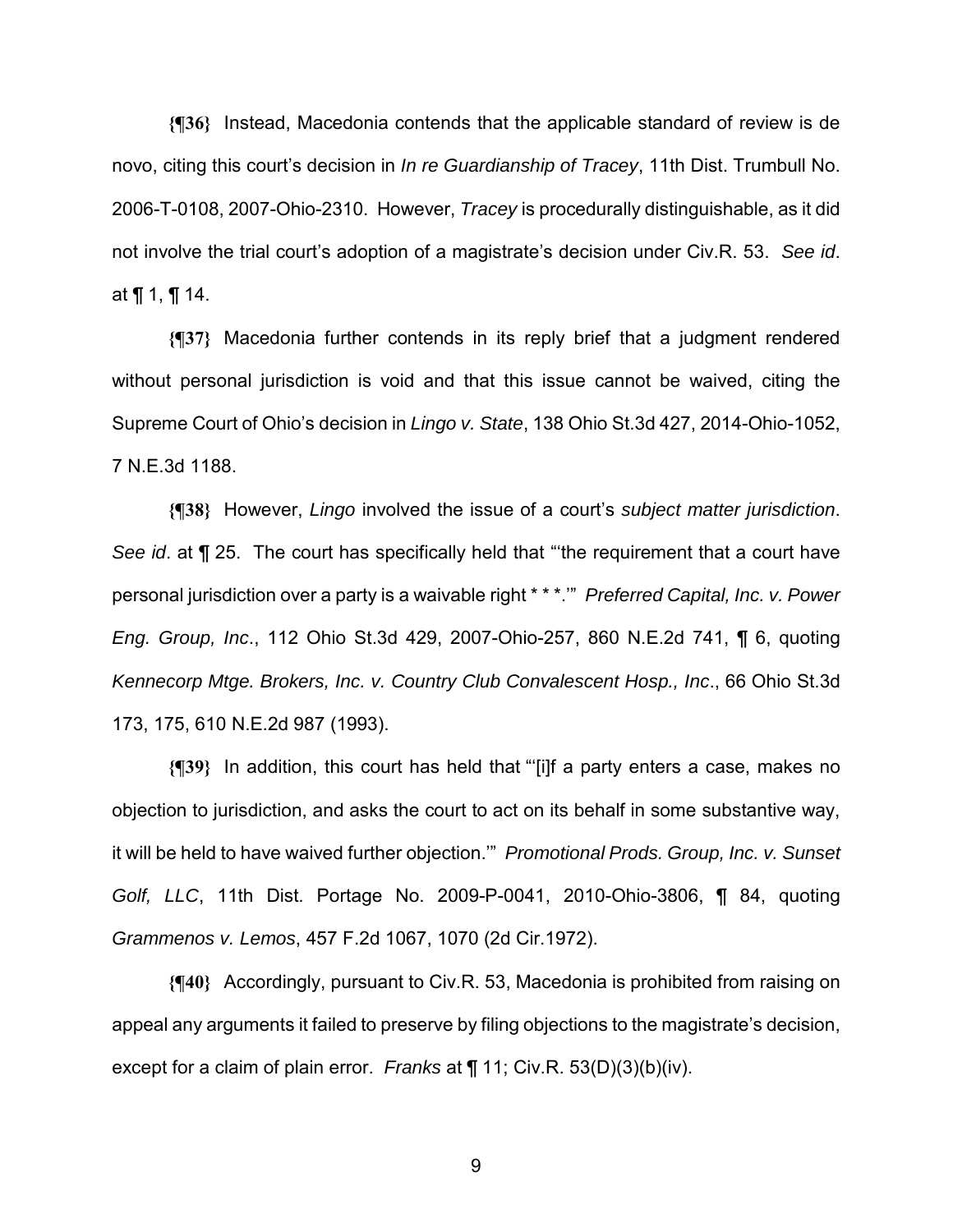**{¶36}** Instead, Macedonia contends that the applicable standard of review is de novo, citing this court's decision in *In re Guardianship of Tracey*, 11th Dist. Trumbull No. 2006-T-0108, 2007-Ohio-2310. However, *Tracey* is procedurally distinguishable, as it did not involve the trial court's adoption of a magistrate's decision under Civ.R. 53. *See id*. at ¶ 1, ¶ 14.

**{¶37}** Macedonia further contends in its reply brief that a judgment rendered without personal jurisdiction is void and that this issue cannot be waived, citing the Supreme Court of Ohio's decision in *Lingo v. State*, 138 Ohio St.3d 427, 2014-Ohio-1052, 7 N.E.3d 1188.

**{¶38}** However, *Lingo* involved the issue of a court's *subject matter jurisdiction*. *See id*. at ¶ 25. The court has specifically held that "'the requirement that a court have personal jurisdiction over a party is a waivable right * * *.'" *Preferred Capital, Inc. v. Power Eng. Group, Inc*., 112 Ohio St.3d 429, 2007-Ohio-257, 860 N.E.2d 741, ¶ 6, quoting *Kennecorp Mtge. Brokers, Inc. v. Country Club Convalescent Hosp., Inc*., 66 Ohio St.3d 173, 175, 610 N.E.2d 987 (1993).

**{¶39}** In addition, this court has held that "'[i]f a party enters a case, makes no objection to jurisdiction, and asks the court to act on its behalf in some substantive way, it will be held to have waived further objection.'" *Promotional Prods. Group, Inc. v. Sunset Golf, LLC*, 11th Dist. Portage No. 2009-P-0041, 2010-Ohio-3806, ¶ 84, quoting *Grammenos v. Lemos*, 457 F.2d 1067, 1070 (2d Cir.1972).

**{¶40}** Accordingly, pursuant to Civ.R. 53, Macedonia is prohibited from raising on appeal any arguments it failed to preserve by filing objections to the magistrate's decision, except for a claim of plain error. *Franks* at ¶ 11; Civ.R. 53(D)(3)(b)(iv).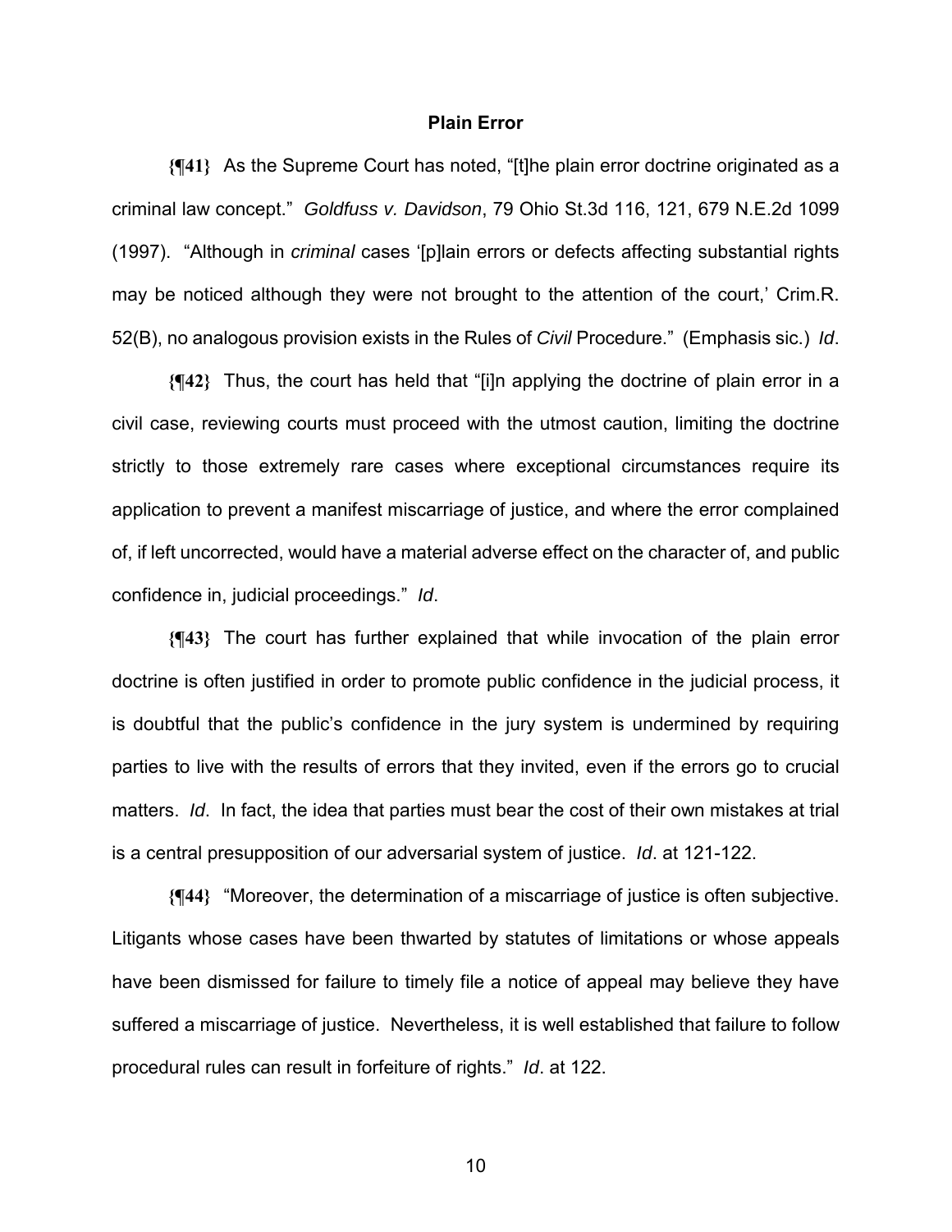## Plain Error

**{¶41}** As the Supreme Court has noted, "[t]he plain error doctrine originated as a criminal law concept." *Goldfuss v. Davidson*, 79 Ohio St.3d 116, 121, 679 N.E.2d 1099 (1997). "Although in *criminal* cases '[p]lain errors or defects affecting substantial rights may be noticed although they were not brought to the attention of the court,' Crim.R. 52(B), no analogous provision exists in the Rules of *Civil* Procedure." (Emphasis sic.) *Id*.

**{¶42}** Thus, the court has held that "[i]n applying the doctrine of plain error in a civil case, reviewing courts must proceed with the utmost caution, limiting the doctrine strictly to those extremely rare cases where exceptional circumstances require its application to prevent a manifest miscarriage of justice, and where the error complained of, if left uncorrected, would have a material adverse effect on the character of, and public confidence in, judicial proceedings." *Id*.

**{¶43}** The court has further explained that while invocation of the plain error doctrine is often justified in order to promote public confidence in the judicial process, it is doubtful that the public's confidence in the jury system is undermined by requiring parties to live with the results of errors that they invited, even if the errors go to crucial matters. *Id*. In fact, the idea that parties must bear the cost of their own mistakes at trial is a central presupposition of our adversarial system of justice. *Id*. at 121-122.

**{¶44}** "Moreover, the determination of a miscarriage of justice is often subjective. Litigants whose cases have been thwarted by statutes of limitations or whose appeals have been dismissed for failure to timely file a notice of appeal may believe they have suffered a miscarriage of justice. Nevertheless, it is well established that failure to follow procedural rules can result in forfeiture of rights." *Id*. at 122.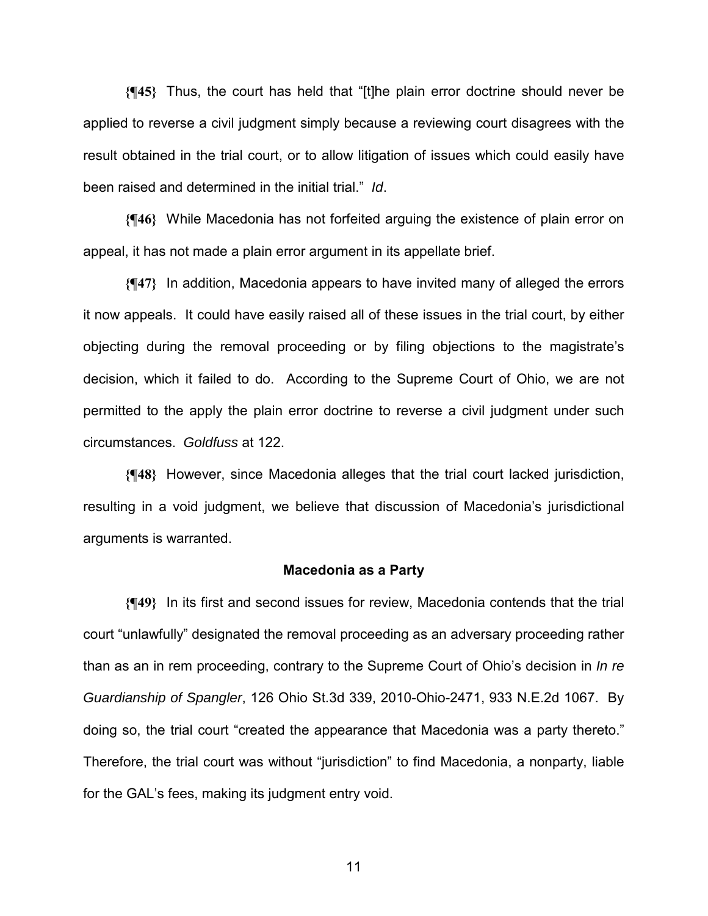**{¶45}** Thus, the court has held that "[t]he plain error doctrine should never be applied to reverse a civil judgment simply because a reviewing court disagrees with the result obtained in the trial court, or to allow litigation of issues which could easily have been raised and determined in the initial trial." *Id*.

**{¶46}** While Macedonia has not forfeited arguing the existence of plain error on appeal, it has not made a plain error argument in its appellate brief.

**{¶47}** In addition, Macedonia appears to have invited many of alleged the errors it now appeals. It could have easily raised all of these issues in the trial court, by either objecting during the removal proceeding or by filing objections to the magistrate's decision, which it failed to do. According to the Supreme Court of Ohio, we are not permitted to the apply the plain error doctrine to reverse a civil judgment under such circumstances. *Goldfuss* at 122.

**{¶48}** However, since Macedonia alleges that the trial court lacked jurisdiction, resulting in a void judgment, we believe that discussion of Macedonia's jurisdictional arguments is warranted.

**Macedonia as a Party**

**{¶49}** In its first and second issues for review, Macedonia contends that the trial court "unlawfully" designated the removal proceeding as an adversary proceeding rather than as an in rem proceeding, contrary to the Supreme Court of Ohio's decision in *In re Guardianship of Spangler*, 126 Ohio St.3d 339, 2010-Ohio-2471, 933 N.E.2d 1067. By doing so, the trial court "created the appearance that Macedonia was a party thereto." Therefore, the trial court was without "jurisdiction" to find Macedonia, a nonparty, liable for the GAL's fees, making its judgment entry void.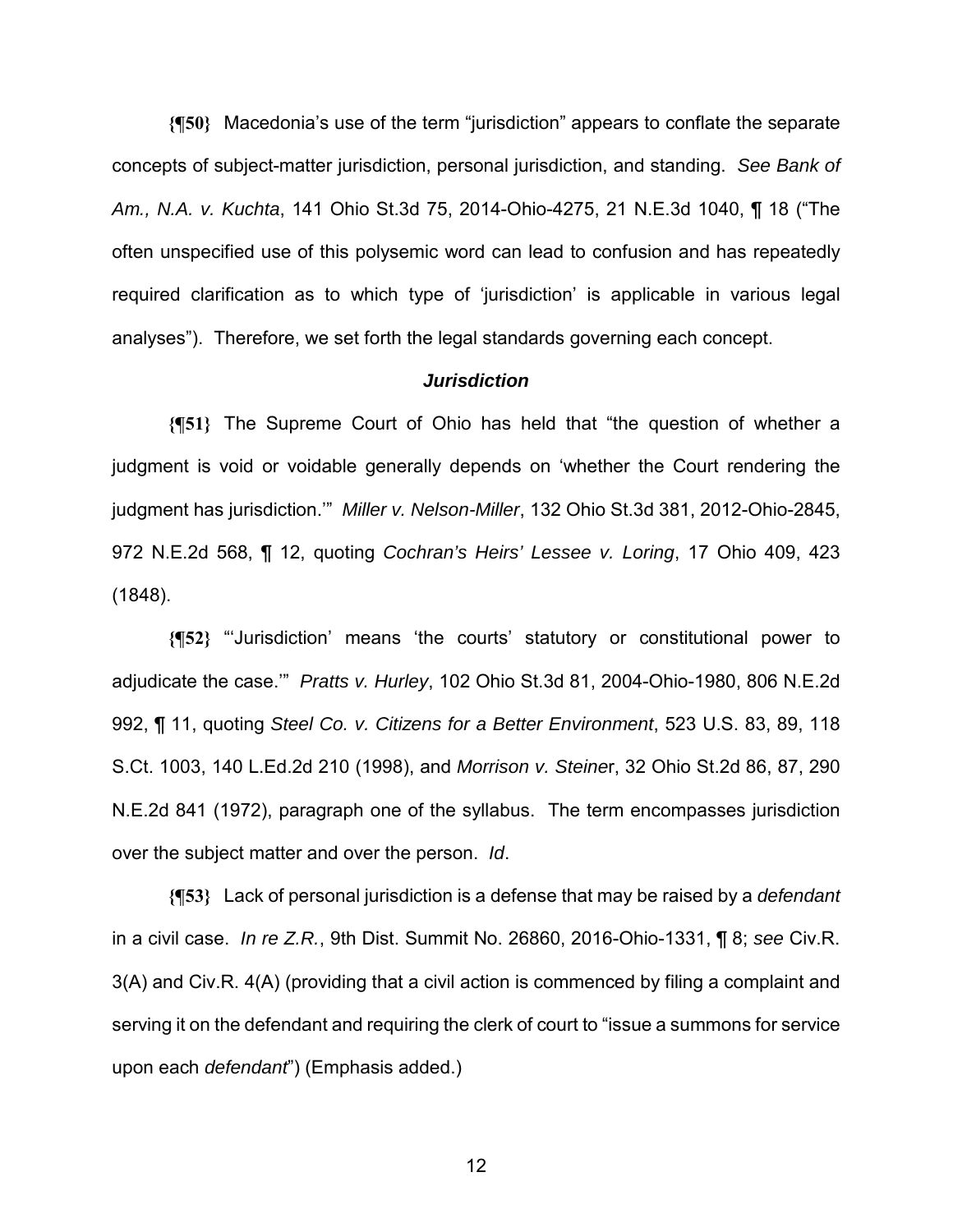**{¶50}** Macedonia's use of the term "jurisdiction" appears to conflate the separate concepts of subject-matter jurisdiction, personal jurisdiction, and standing. *See Bank of Am., N.A. v. Kuchta*, 141 Ohio St.3d 75, 2014-Ohio-4275, 21 N.E.3d 1040, ¶ 18 ("The often unspecified use of this polysemic word can lead to confusion and has repeatedly required clarification as to which type of 'jurisdiction' is applicable in various legal analyses"). Therefore, we set forth the legal standards governing each concept.

### *Jurisdiction*

**{¶51}** The Supreme Court of Ohio has held that "the question of whether a judgment is void or voidable generally depends on 'whether the Court rendering the judgment has jurisdiction.'" *Miller v. Nelson-Miller*, 132 Ohio St.3d 381, 2012-Ohio-2845, 972 N.E.2d 568, ¶ 12, quoting *Cochran's Heirs' Lessee v. Loring*, 17 Ohio 409, 423 (1848).

**{¶52}** "'Jurisdiction' means 'the courts' statutory or constitutional power to adjudicate the case.'" *Pratts v. Hurley*, 102 Ohio St.3d 81, 2004-Ohio-1980, 806 N.E.2d 992, ¶ 11, quoting *Steel Co. v. Citizens for a Better Environment*, 523 U.S. 83, 89, 118 S.Ct. 1003, 140 L.Ed.2d 210 (1998), and *Morrison v. Steiner*, 32 Ohio St.2d 86, 87, 290 N.E.2d 841 (1972), paragraph one of the syllabus. The term encompasses jurisdiction over the subject matter and over the person. *Id*.

**{¶53}** Lack of personal jurisdiction is a defense that may be raised by a *defendant* in a civil case. *In re Z.R.*, 9th Dist. Summit No. 26860, 2016-Ohio-1331, ¶ 8; *see* Civ.R. 3(A) and Civ.R. 4(A) (providing that a civil action is commenced by filing a complaint and serving it on the defendant and requiring the clerk of court to "issue a summons for service upon each *defendant*") (Emphasis added.)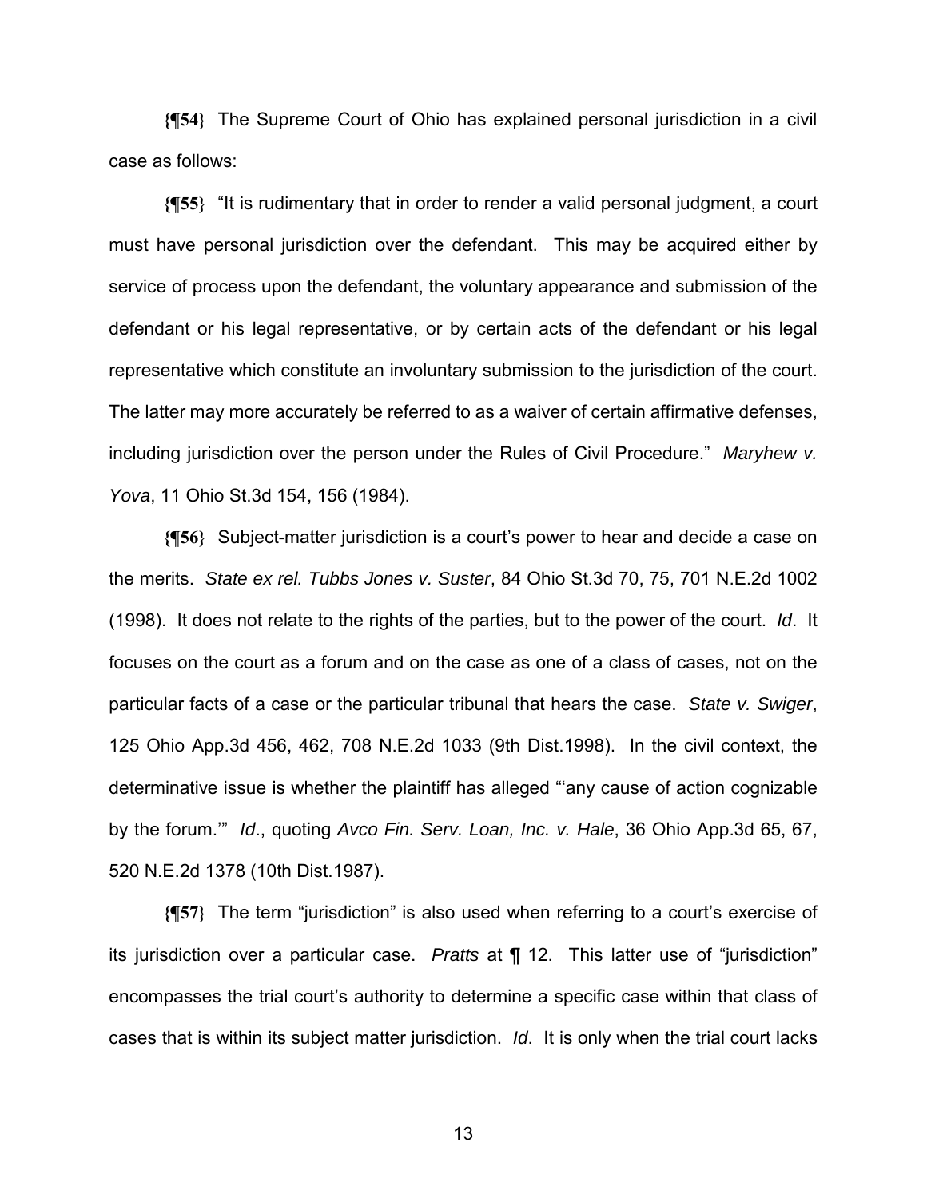**{¶54}** The Supreme Court of Ohio has explained personal jurisdiction in a civil case as follows:

**{¶55}** "It is rudimentary that in order to render a valid personal judgment, a court must have personal jurisdiction over the defendant. This may be acquired either by service of process upon the defendant, the voluntary appearance and submission of the defendant or his legal representative, or by certain acts of the defendant or his legal representative which constitute an involuntary submission to the jurisdiction of the court. The latter may more accurately be referred to as a waiver of certain affirmative defenses, including jurisdiction over the person under the Rules of Civil Procedure." *Maryhew v. Yova*, 11 Ohio St.3d 154, 156 (1984).

**{¶56}** Subject-matter jurisdiction is a court's power to hear and decide a case on the merits. *State ex rel. Tubbs Jones v. Suster*, 84 Ohio St.3d 70, 75, 701 N.E.2d 1002 (1998). It does not relate to the rights of the parties, but to the power of the court. *Id*. It focuses on the court as a forum and on the case as one of a class of cases, not on the particular facts of a case or the particular tribunal that hears the case. *State v. Swiger*, 125 Ohio App.3d 456, 462, 708 N.E.2d 1033 (9th Dist.1998). In the civil context, the determinative issue is whether the plaintiff has alleged "'any cause of action cognizable by the forum.'" *Id*., quoting *Avco Fin. Serv. Loan, Inc. v. Hale*, 36 Ohio App.3d 65, 67, 520 N.E.2d 1378 (10th Dist.1987).

**{¶57}** The term "jurisdiction" is also used when referring to a court's exercise of its jurisdiction over a particular case. *Pratts* at ¶ 12. This latter use of "jurisdiction" encompasses the trial court's authority to determine a specific case within that class of cases that is within its subject matter jurisdiction. *Id*. It is only when the trial court lacks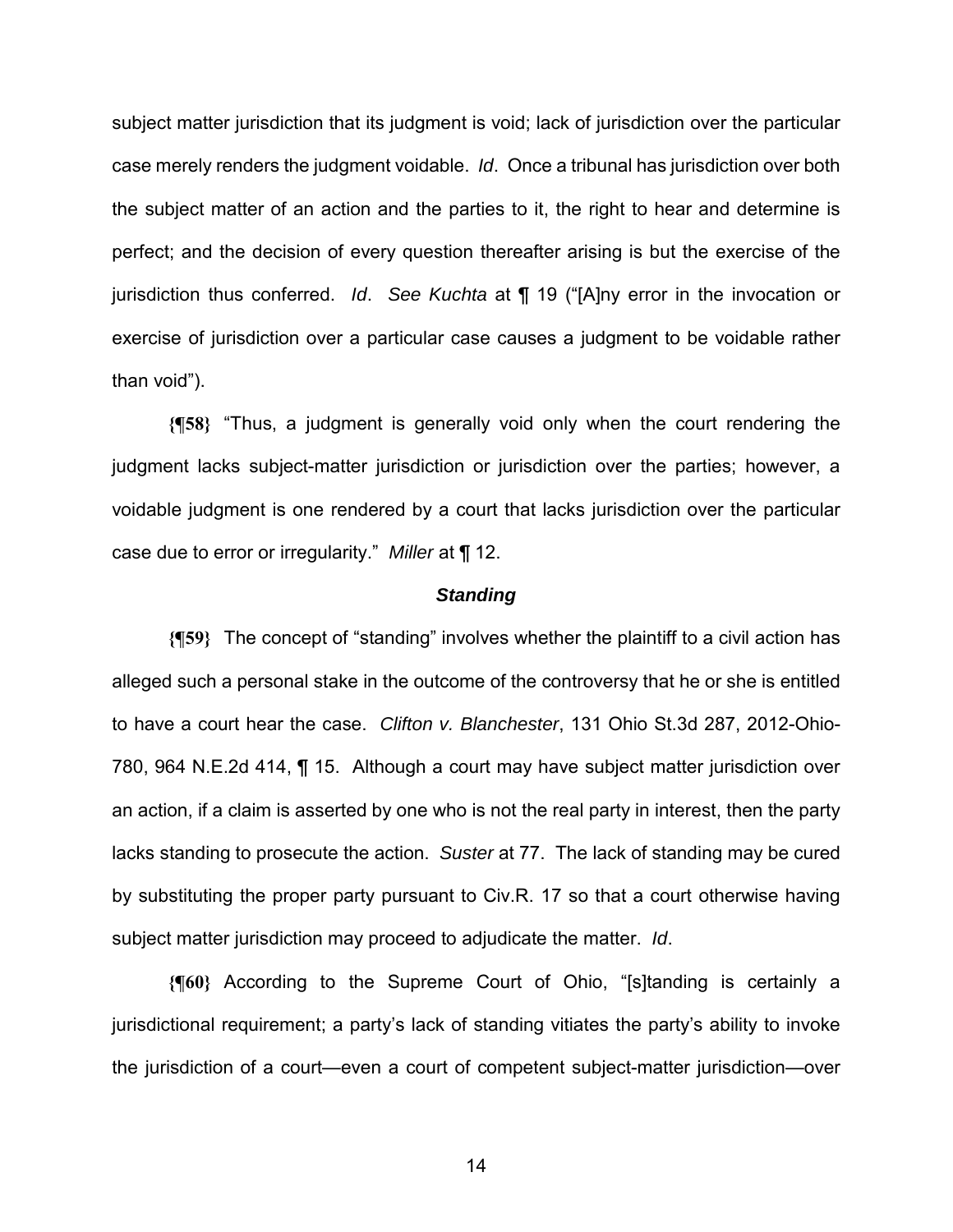subject matter jurisdiction that its judgment is void; lack of jurisdiction over the particular case merely renders the judgment voidable. *Id*. Once a tribunal has jurisdiction over both the subject matter of an action and the parties to it, the right to hear and determine is perfect; and the decision of every question thereafter arising is but the exercise of the jurisdiction thus conferred. *Id*. *See Kuchta* at ¶ 19 ("[A]ny error in the invocation or exercise of jurisdiction over a particular case causes a judgment to be voidable rather than void").

**{¶58}** "Thus, a judgment is generally void only when the court rendering the judgment lacks subject-matter jurisdiction or jurisdiction over the parties; however, a voidable judgment is one rendered by a court that lacks jurisdiction over the particular case due to error or irregularity." *Miller* at ¶ 12.

### ***Standing***

**{¶59}** The concept of "standing" involves whether the plaintiff to a civil action has alleged such a personal stake in the outcome of the controversy that he or she is entitled to have a court hear the case. *Clifton v. Blanchester*, 131 Ohio St.3d 287, 2012-Ohio-780, 964 N.E.2d 414, ¶ 15. Although a court may have subject matter jurisdiction over an action, if a claim is asserted by one who is not the real party in interest, then the party lacks standing to prosecute the action. *Suster* at 77. The lack of standing may be cured by substituting the proper party pursuant to Civ.R. 17 so that a court otherwise having subject matter jurisdiction may proceed to adjudicate the matter. *Id*.

**{¶60}** According to the Supreme Court of Ohio, "[s]tanding is certainly a jurisdictional requirement; a party's lack of standing vitiates the party's ability to invoke the jurisdiction of a court—even a court of competent subject-matter jurisdiction—over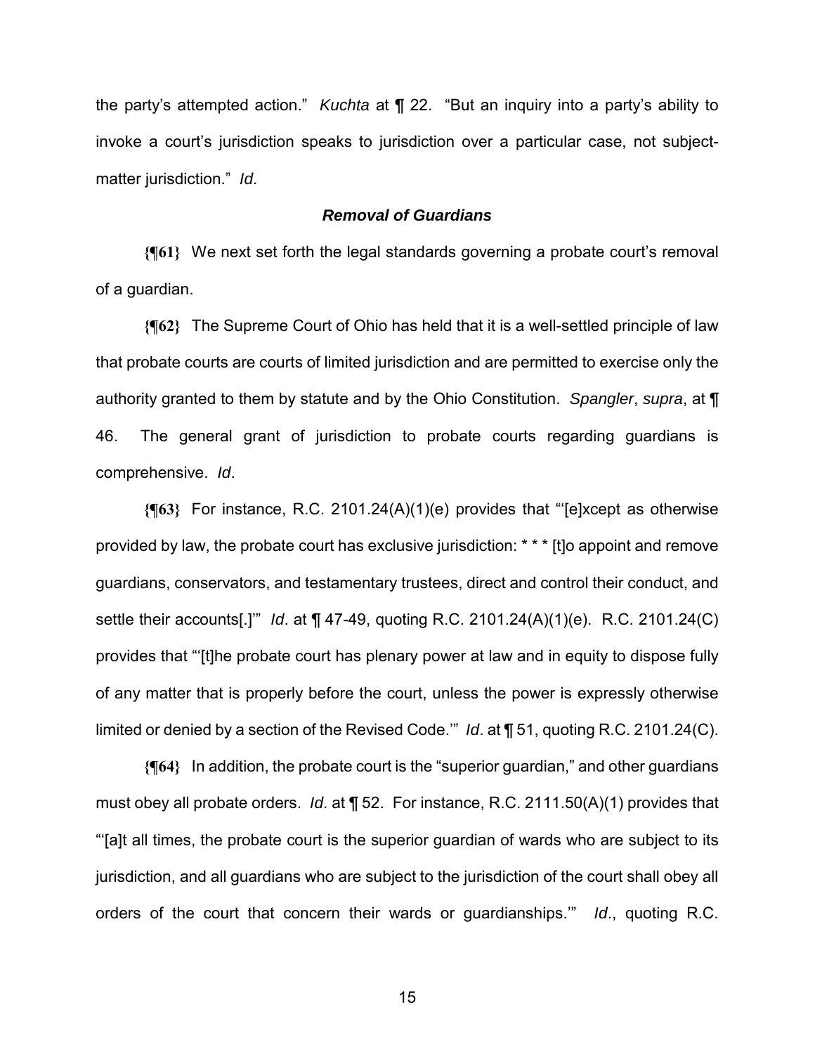the party's attempted action." *Kuchta* at ¶ 22. "But an inquiry into a party's ability to invoke a court's jurisdiction speaks to jurisdiction over a particular case, not subject-matter jurisdiction." *Id*.

### *Removal of Guardians*

**{¶61}** We next set forth the legal standards governing a probate court's removal of a guardian.

**{¶62}** The Supreme Court of Ohio has held that it is a well-settled principle of law that probate courts are courts of limited jurisdiction and are permitted to exercise only the authority granted to them by statute and by the Ohio Constitution. *Spangler*, *supra*, at ¶ 46. The general grant of jurisdiction to probate courts regarding guardians is comprehensive. *Id*.

**{¶63}** For instance, R.C. 2101.24(A)(1)(e) provides that "'[e]xcept as otherwise provided by law, the probate court has exclusive jurisdiction: * * * [t]o appoint and remove guardians, conservators, and testamentary trustees, direct and control their conduct, and settle their accounts[.]'" *Id*. at ¶ 47-49, quoting R.C. 2101.24(A)(1)(e). R.C. 2101.24(C) provides that "'[t]he probate court has plenary power at law and in equity to dispose fully of any matter that is properly before the court, unless the power is expressly otherwise limited or denied by a section of the Revised Code.'" *Id*. at ¶ 51, quoting R.C. 2101.24(C).

**{¶64}** In addition, the probate court is the "superior guardian," and other guardians must obey all probate orders. *Id*. at ¶ 52. For instance, R.C. 2111.50(A)(1) provides that "'[a]t all times, the probate court is the superior guardian of wards who are subject to its jurisdiction, and all guardians who are subject to the jurisdiction of the court shall obey all orders of the court that concern their wards or guardianships.'" *Id*., quoting R.C.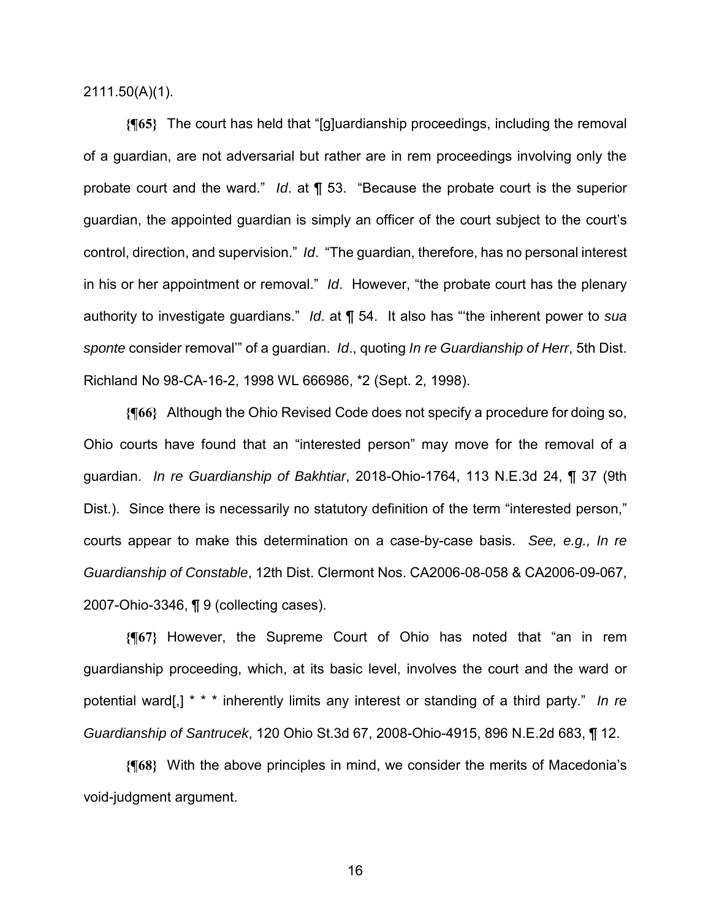2111.50(A)(1).

**{¶65}** The court has held that "[g]uardianship proceedings, including the removal of a guardian, are not adversarial but rather are in rem proceedings involving only the probate court and the ward." *Id*. at ¶ 53. "Because the probate court is the superior guardian, the appointed guardian is simply an officer of the court subject to the court's control, direction, and supervision." *Id*. "The guardian, therefore, has no personal interest in his or her appointment or removal." *Id*. However, "the probate court has the plenary authority to investigate guardians." *Id*. at ¶ 54. It also has "'the inherent power to *sua sponte* consider removal'" of a guardian. *Id*., quoting *In re Guardianship of Herr*, 5th Dist. Richland No 98-CA-16-2, 1998 WL 666986, *2 (Sept. 2, 1998).

**{¶66}** Although the Ohio Revised Code does not specify a procedure for doing so, Ohio courts have found that an "interested person" may move for the removal of a guardian. *In re Guardianship of Bakhtiar*, 2018-Ohio-1764, 113 N.E.3d 24, ¶ 37 (9th Dist.). Since there is necessarily no statutory definition of the term "interested person," courts appear to make this determination on a case-by-case basis. *See, e.g., In re Guardianship of Constable*, 12th Dist. Clermont Nos. CA2006-08-058 & CA2006-09-067, 2007-Ohio-3346, ¶ 9 (collecting cases).

**{¶67}** However, the Supreme Court of Ohio has noted that "an in rem guardianship proceeding, which, at its basic level, involves the court and the ward or potential ward[,] * * * inherently limits any interest or standing of a third party." *In re Guardianship of Santrucek*, 120 Ohio St.3d 67, 2008-Ohio-4915, 896 N.E.2d 683, ¶ 12.

**{¶68}** With the above principles in mind, we consider the merits of Macedonia's void-judgment argument.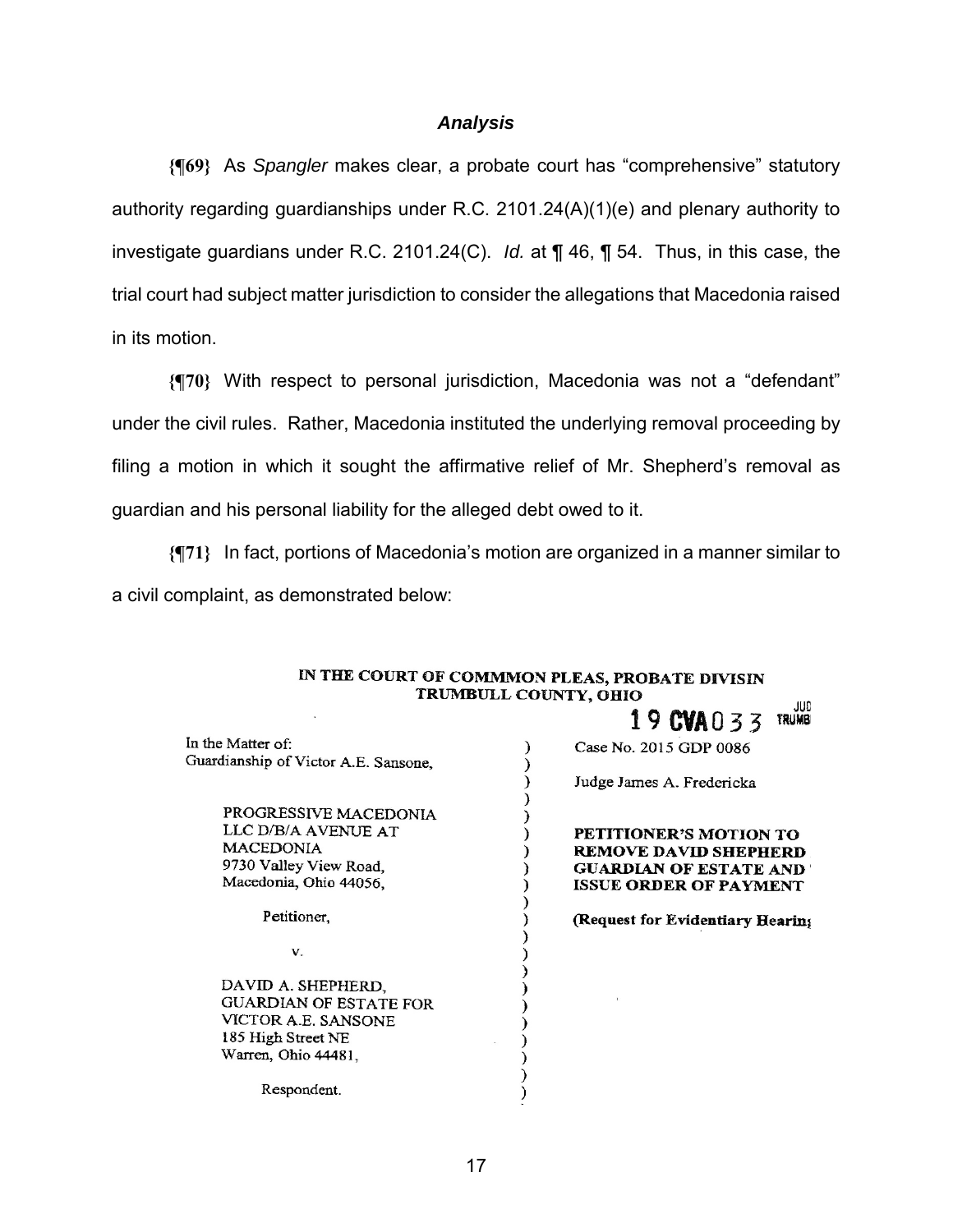### *Analysis*

**{¶69}** As *Spangler* makes clear, a probate court has "comprehensive" statutory authority regarding guardianships under R.C. 2101.24(A)(1)(e) and plenary authority to investigate guardians under R.C. 2101.24(C). *Id.* at ¶ 46, ¶ 54. Thus, in this case, the trial court had subject matter jurisdiction to consider the allegations that Macedonia raised in its motion.

**{¶70}** With respect to personal jurisdiction, Macedonia was not a "defendant" under the civil rules. Rather, Macedonia instituted the underlying removal proceeding by filing a motion in which it sought the affirmative relief of Mr. Shepherd's removal as guardian and his personal liability for the alleged debt owed to it.

**{¶71}** In fact, portions of Macedonia's motion are organized in a manner similar to a civil complaint, as demonstrated below:

**IN THE COURT OF COMMMON PLEAS, PROBATE DIVISIN**
**TRUMBULL COUNTY, OHIO**

19 CVA033 JUD TRUMB

| | | |
|---|---|---|
| In the Matter of: Guardianship of Victor A.E. Sansone, | ) | Case No. 2015 GDP 0086 |
| | ) | Judge James A. Fredericka |
| PROGRESSIVE MACEDONIA LLC D/B/A AVENUE AT MACEDONIA 9730 Valley View Road, Macedonia, Ohio 44056, | ) | **PETITIONER'S MOTION TO REMOVE DAVID SHEPHERD GUARDIAN OF ESTATE AND ISSUE ORDER OF PAYMENT** |
| Petitioner, | ) | **(Request for Evidentiary Hearing** |
| v. | ) | |
| DAVID A. SHEPHERD, GUARDIAN OF ESTATE FOR VICTOR A.E. SANSONE 185 High Street NE Warren, Ohio 44481, | ) | |
| Respondent. | ) | |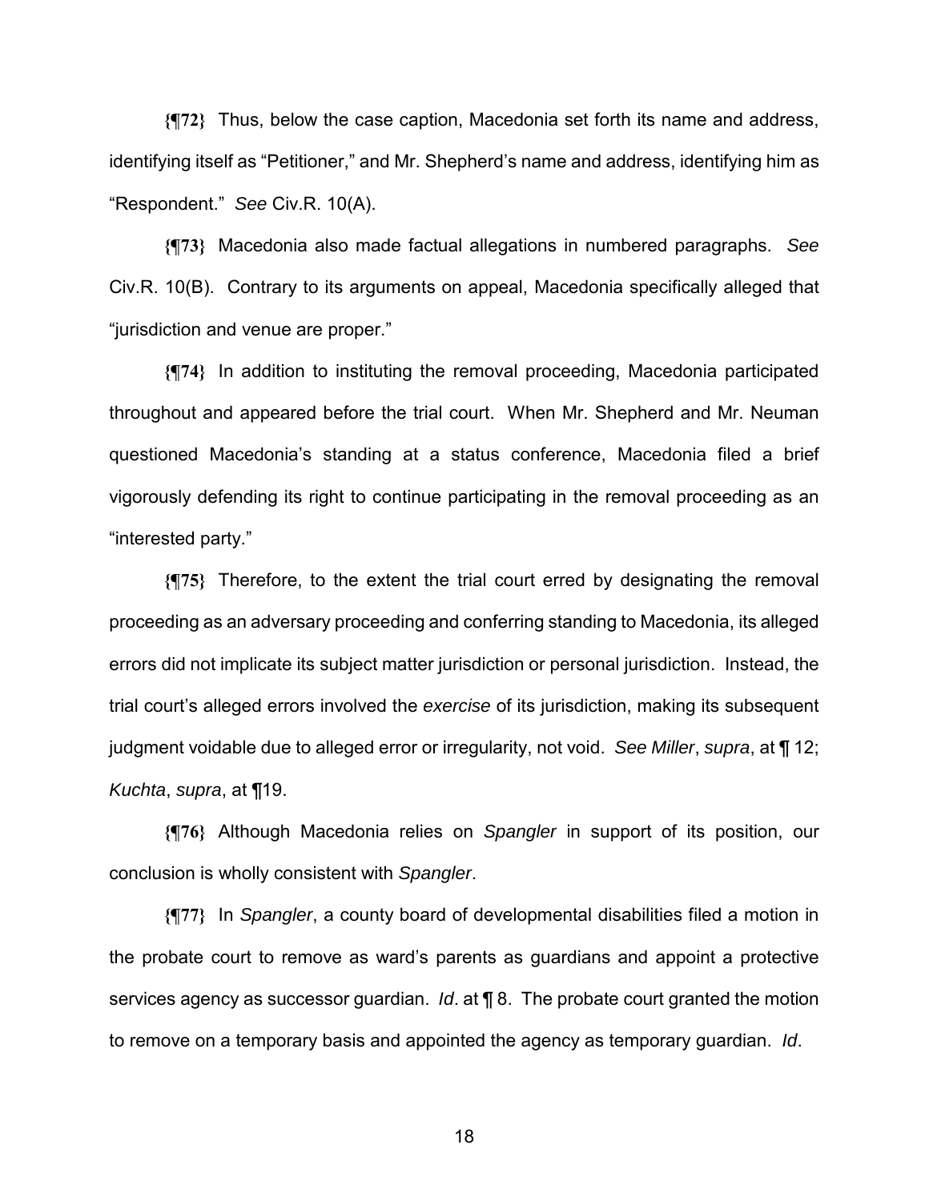**{¶72}** Thus, below the case caption, Macedonia set forth its name and address, identifying itself as "Petitioner," and Mr. Shepherd's name and address, identifying him as "Respondent." *See* Civ.R. 10(A).

**{¶73}** Macedonia also made factual allegations in numbered paragraphs. *See* Civ.R. 10(B). Contrary to its arguments on appeal, Macedonia specifically alleged that "jurisdiction and venue are proper."

**{¶74}** In addition to instituting the removal proceeding, Macedonia participated throughout and appeared before the trial court. When Mr. Shepherd and Mr. Neuman questioned Macedonia's standing at a status conference, Macedonia filed a brief vigorously defending its right to continue participating in the removal proceeding as an "interested party."

**{¶75}** Therefore, to the extent the trial court erred by designating the removal proceeding as an adversary proceeding and conferring standing to Macedonia, its alleged errors did not implicate its subject matter jurisdiction or personal jurisdiction. Instead, the trial court's alleged errors involved the *exercise* of its jurisdiction, making its subsequent judgment voidable due to alleged error or irregularity, not void. *See Miller*, *supra*, at ¶ 12; *Kuchta*, *supra*, at ¶19.

**{¶76}** Although Macedonia relies on *Spangler* in support of its position, our conclusion is wholly consistent with *Spangler*.

**{¶77}** In *Spangler*, a county board of developmental disabilities filed a motion in the probate court to remove as ward's parents as guardians and appoint a protective services agency as successor guardian. *Id*. at ¶ 8. The probate court granted the motion to remove on a temporary basis and appointed the agency as temporary guardian. *Id*.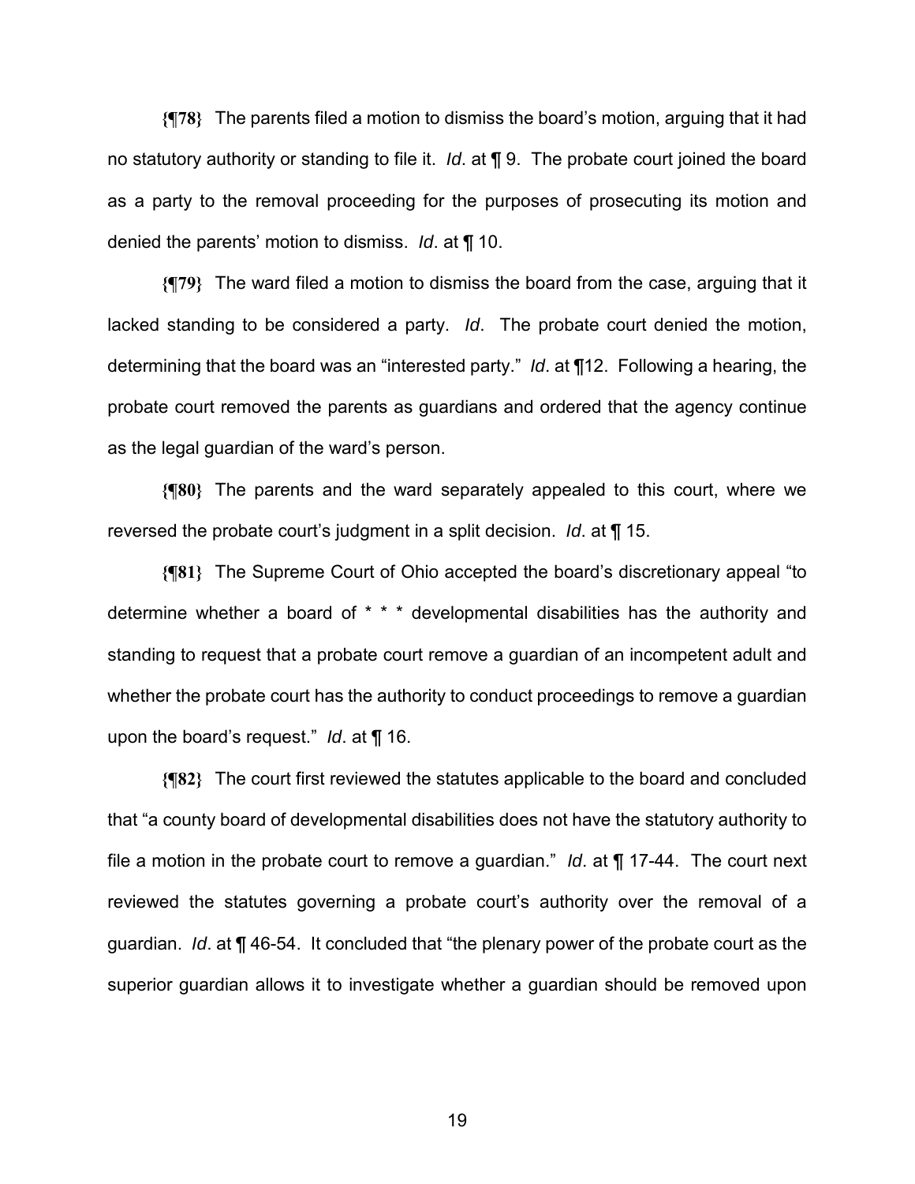**{¶78}** The parents filed a motion to dismiss the board's motion, arguing that it had no statutory authority or standing to file it. *Id*. at ¶ 9. The probate court joined the board as a party to the removal proceeding for the purposes of prosecuting its motion and denied the parents' motion to dismiss. *Id*. at ¶ 10.

**{¶79}** The ward filed a motion to dismiss the board from the case, arguing that it lacked standing to be considered a party. *Id*. The probate court denied the motion, determining that the board was an "interested party." *Id*. at ¶12. Following a hearing, the probate court removed the parents as guardians and ordered that the agency continue as the legal guardian of the ward's person.

**{¶80}** The parents and the ward separately appealed to this court, where we reversed the probate court's judgment in a split decision. *Id*. at ¶ 15.

**{¶81}** The Supreme Court of Ohio accepted the board's discretionary appeal "to determine whether a board of * * * developmental disabilities has the authority and standing to request that a probate court remove a guardian of an incompetent adult and whether the probate court has the authority to conduct proceedings to remove a guardian upon the board's request." *Id*. at ¶ 16.

**{¶82}** The court first reviewed the statutes applicable to the board and concluded that "a county board of developmental disabilities does not have the statutory authority to file a motion in the probate court to remove a guardian." *Id*. at ¶ 17-44. The court next reviewed the statutes governing a probate court's authority over the removal of a guardian. *Id*. at ¶ 46-54. It concluded that "the plenary power of the probate court as the superior guardian allows it to investigate whether a guardian should be removed upon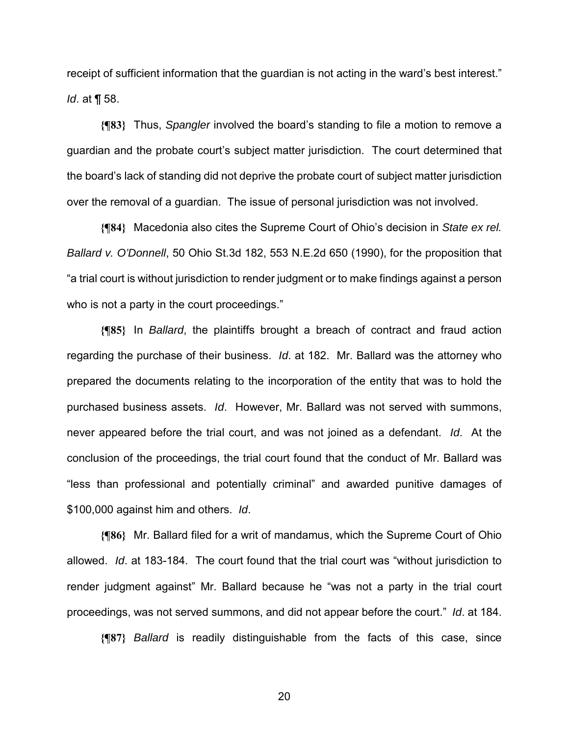receipt of sufficient information that the guardian is not acting in the ward's best interest." *Id*. at ¶ 58.

**{¶83}** Thus, *Spangler* involved the board's standing to file a motion to remove a guardian and the probate court's subject matter jurisdiction. The court determined that the board's lack of standing did not deprive the probate court of subject matter jurisdiction over the removal of a guardian. The issue of personal jurisdiction was not involved.

**{¶84}** Macedonia also cites the Supreme Court of Ohio's decision in *State ex rel. Ballard v. O'Donnell*, 50 Ohio St.3d 182, 553 N.E.2d 650 (1990), for the proposition that "a trial court is without jurisdiction to render judgment or to make findings against a person who is not a party in the court proceedings."

**{¶85}** In *Ballard*, the plaintiffs brought a breach of contract and fraud action regarding the purchase of their business. *Id*. at 182. Mr. Ballard was the attorney who prepared the documents relating to the incorporation of the entity that was to hold the purchased business assets. *Id*. However, Mr. Ballard was not served with summons, never appeared before the trial court, and was not joined as a defendant. *Id*. At the conclusion of the proceedings, the trial court found that the conduct of Mr. Ballard was "less than professional and potentially criminal" and awarded punitive damages of $100,000 against him and others. *Id*.

**{¶86}** Mr. Ballard filed for a writ of mandamus, which the Supreme Court of Ohio allowed. *Id*. at 183-184. The court found that the trial court was "without jurisdiction to render judgment against" Mr. Ballard because he "was not a party in the trial court proceedings, was not served summons, and did not appear before the court." *Id*. at 184.

**{¶87}** *Ballard* is readily distinguishable from the facts of this case, since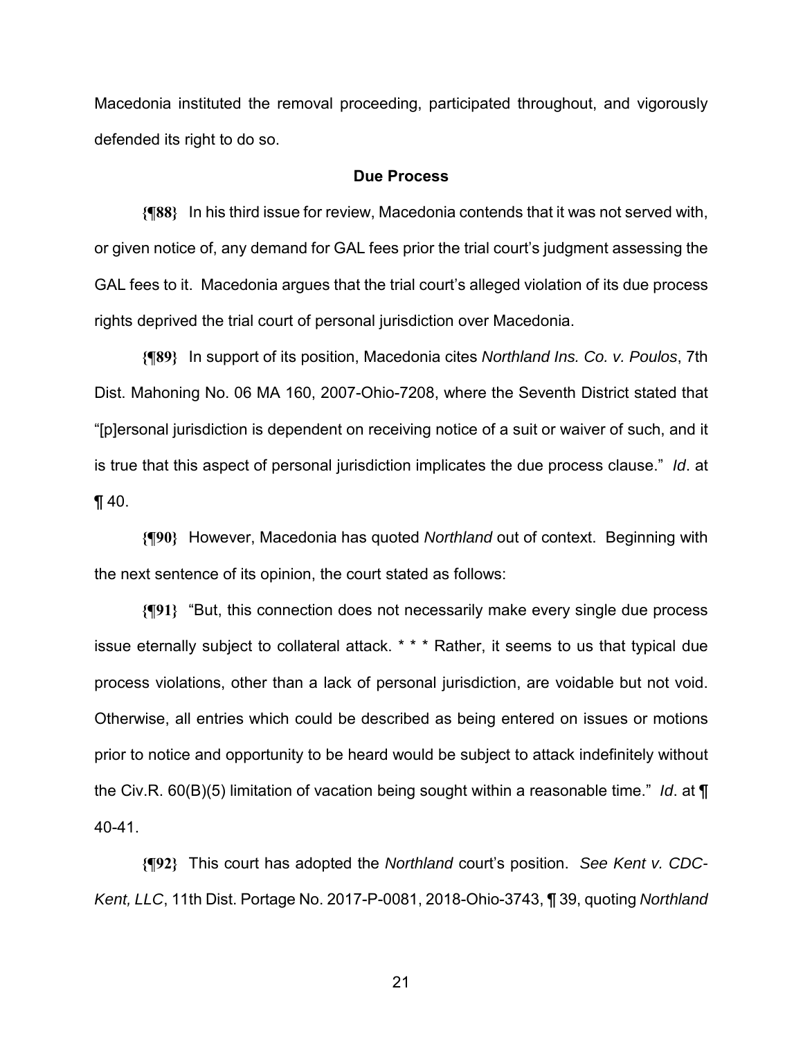Macedonia instituted the removal proceeding, participated throughout, and vigorously defended its right to do so.

**Due Process**

**{¶88}** In his third issue for review, Macedonia contends that it was not served with, or given notice of, any demand for GAL fees prior the trial court's judgment assessing the GAL fees to it. Macedonia argues that the trial court's alleged violation of its due process rights deprived the trial court of personal jurisdiction over Macedonia.

**{¶89}** In support of its position, Macedonia cites *Northland Ins. Co. v. Poulos*, 7th Dist. Mahoning No. 06 MA 160, 2007-Ohio-7208, where the Seventh District stated that "[p]ersonal jurisdiction is dependent on receiving notice of a suit or waiver of such, and it is true that this aspect of personal jurisdiction implicates the due process clause." *Id*. at ¶ 40.

**{¶90}** However, Macedonia has quoted *Northland* out of context. Beginning with the next sentence of its opinion, the court stated as follows:

**{¶91}** "But, this connection does not necessarily make every single due process issue eternally subject to collateral attack. * * * Rather, it seems to us that typical due process violations, other than a lack of personal jurisdiction, are voidable but not void. Otherwise, all entries which could be described as being entered on issues or motions prior to notice and opportunity to be heard would be subject to attack indefinitely without the Civ.R. 60(B)(5) limitation of vacation being sought within a reasonable time." *Id*. at ¶ 40-41.

**{¶92}** This court has adopted the *Northland* court's position. *See Kent v. CDC-Kent, LLC*, 11th Dist. Portage No. 2017-P-0081, 2018-Ohio-3743, ¶ 39, quoting *Northland*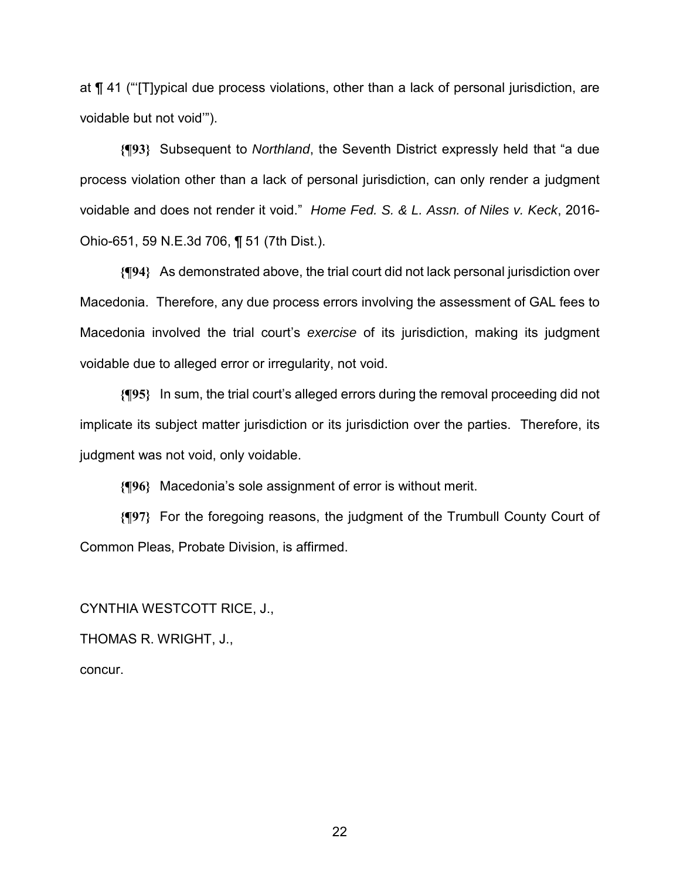at ¶ 41 ("'[T]ypical due process violations, other than a lack of personal jurisdiction, are voidable but not void'").

**{¶93}** Subsequent to *Northland*, the Seventh District expressly held that "a due process violation other than a lack of personal jurisdiction, can only render a judgment voidable and does not render it void." *Home Fed. S. & L. Assn. of Niles v. Keck*, 2016-Ohio-651, 59 N.E.3d 706, ¶ 51 (7th Dist.).

**{¶94}** As demonstrated above, the trial court did not lack personal jurisdiction over Macedonia. Therefore, any due process errors involving the assessment of GAL fees to Macedonia involved the trial court's *exercise* of its jurisdiction, making its judgment voidable due to alleged error or irregularity, not void.

**{¶95}** In sum, the trial court's alleged errors during the removal proceeding did not implicate its subject matter jurisdiction or its jurisdiction over the parties. Therefore, its judgment was not void, only voidable.

**{¶96}** Macedonia's sole assignment of error is without merit.

**{¶97}** For the foregoing reasons, the judgment of the Trumbull County Court of Common Pleas, Probate Division, is affirmed.

CYNTHIA WESTCOTT RICE, J.,

THOMAS R. WRIGHT, J.,

concur.